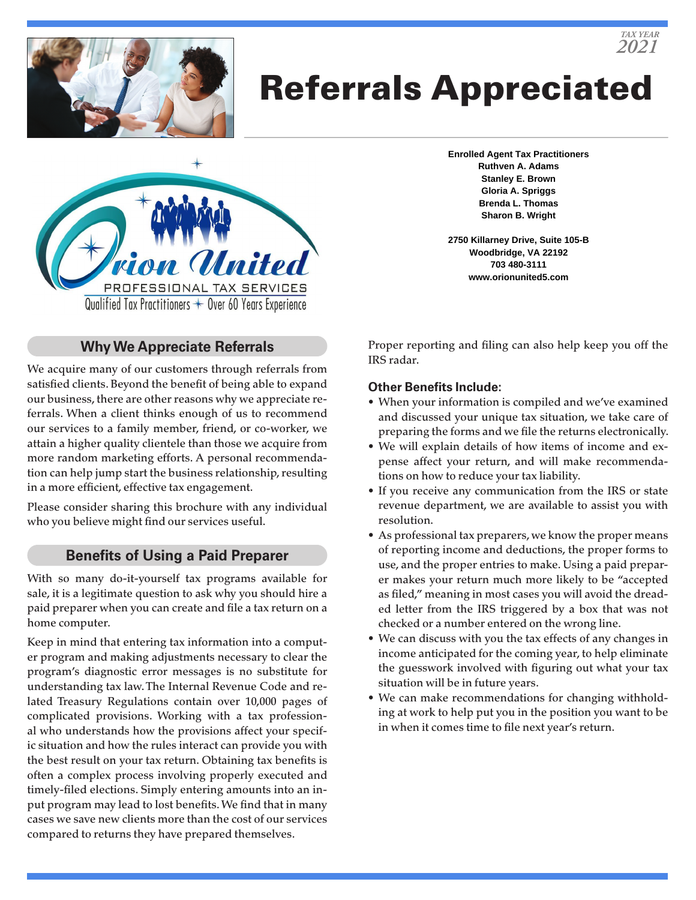TAX YEAR 2021

# Referrals Appreciated

Orion United
PROFESSIONAL TAX SERVICES
Qualified Tax Practitioners ✦ Over 60 Years Experience

**Enrolled Agent Tax Practitioners**
**Ruthven A. Adams**
**Stanley E. Brown**
**Gloria A. Spriggs**
**Brenda L. Thomas**
**Sharon B. Wright**

**2750 Killarney Drive, Suite 105-B**
**Woodbridge, VA 22192**
**703 480-3111**
**www.orionunited5.com**

## Why We Appreciate Referrals

We acquire many of our customers through referrals from satisfied clients. Beyond the benefit of being able to expand our business, there are other reasons why we appreciate referrals. When a client thinks enough of us to recommend our services to a family member, friend, or co-worker, we attain a higher quality clientele than those we acquire from more random marketing efforts. A personal recommendation can help jump start the business relationship, resulting in a more efficient, effective tax engagement.

Please consider sharing this brochure with any individual who you believe might find our services useful.

## Benefits of Using a Paid Preparer

With so many do-it-yourself tax programs available for sale, it is a legitimate question to ask why you should hire a paid preparer when you can create and file a tax return on a home computer.

Keep in mind that entering tax information into a computer program and making adjustments necessary to clear the program's diagnostic error messages is no substitute for understanding tax law. The Internal Revenue Code and related Treasury Regulations contain over 10,000 pages of complicated provisions. Working with a tax professional who understands how the provisions affect your specific situation and how the rules interact can provide you with the best result on your tax return. Obtaining tax benefits is often a complex process involving properly executed and timely-filed elections. Simply entering amounts into an input program may lead to lost benefits. We find that in many cases we save new clients more than the cost of our services compared to returns they have prepared themselves.

Proper reporting and filing can also help keep you off the IRS radar.

### Other Benefits Include:

- When your information is compiled and we've examined and discussed your unique tax situation, we take care of preparing the forms and we file the returns electronically.
- We will explain details of how items of income and expense affect your return, and will make recommendations on how to reduce your tax liability.
- If you receive any communication from the IRS or state revenue department, we are available to assist you with resolution.
- As professional tax preparers, we know the proper means of reporting income and deductions, the proper forms to use, and the proper entries to make. Using a paid preparer makes your return much more likely to be "accepted as filed," meaning in most cases you will avoid the dreaded letter from the IRS triggered by a box that was not checked or a number entered on the wrong line.
- We can discuss with you the tax effects of any changes in income anticipated for the coming year, to help eliminate the guesswork involved with figuring out what your tax situation will be in future years.
- We can make recommendations for changing withholding at work to help put you in the position you want to be in when it comes time to file next year's return.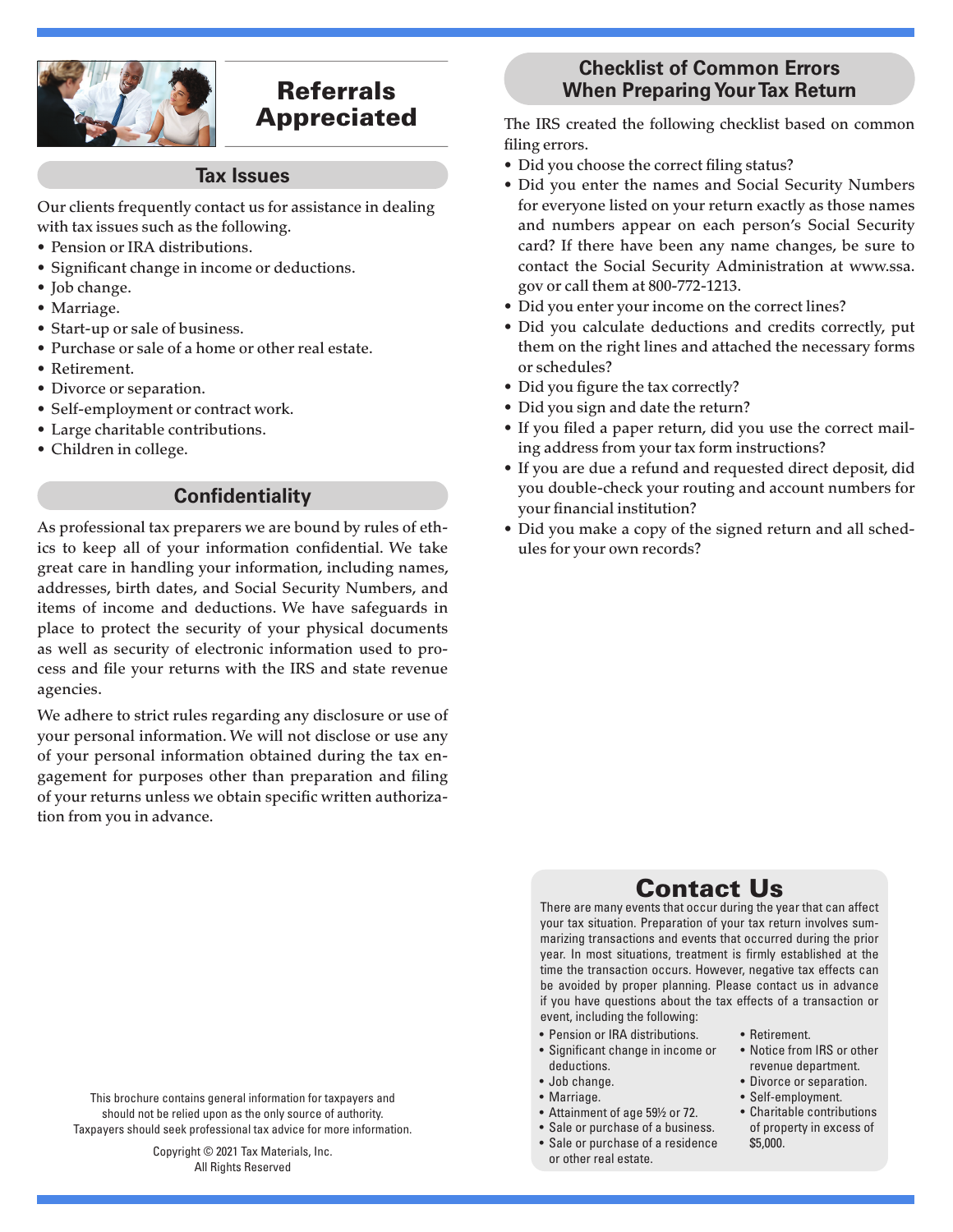## Referrals Appreciated

### Tax Issues

Our clients frequently contact us for assistance in dealing with tax issues such as the following.

- Pension or IRA distributions.
- Significant change in income or deductions.
- Job change.
- Marriage.
- Start-up or sale of business.
- Purchase or sale of a home or other real estate.
- Retirement.
- Divorce or separation.
- Self-employment or contract work.
- Large charitable contributions.
- Children in college.

### Confidentiality

As professional tax preparers we are bound by rules of ethics to keep all of your information confidential. We take great care in handling your information, including names, addresses, birth dates, and Social Security Numbers, and items of income and deductions. We have safeguards in place to protect the security of your physical documents as well as security of electronic information used to process and file your returns with the IRS and state revenue agencies.

We adhere to strict rules regarding any disclosure or use of your personal information. We will not disclose or use any of your personal information obtained during the tax engagement for purposes other than preparation and filing of your returns unless we obtain specific written authorization from you in advance.

This brochure contains general information for taxpayers and should not be relied upon as the only source of authority. Taxpayers should seek professional tax advice for more information.

Copyright © 2021 Tax Materials, Inc.
All Rights Reserved

### Checklist of Common Errors When Preparing Your Tax Return

The IRS created the following checklist based on common filing errors.

- Did you choose the correct filing status?
- Did you enter the names and Social Security Numbers for everyone listed on your return exactly as those names and numbers appear on each person's Social Security card? If there have been any name changes, be sure to contact the Social Security Administration at www.ssa.gov or call them at 800-772-1213.
- Did you enter your income on the correct lines?
- Did you calculate deductions and credits correctly, put them on the right lines and attached the necessary forms or schedules?
- Did you figure the tax correctly?
- Did you sign and date the return?
- If you filed a paper return, did you use the correct mailing address from your tax form instructions?
- If you are due a refund and requested direct deposit, did you double-check your routing and account numbers for your financial institution?
- Did you make a copy of the signed return and all schedules for your own records?

## Contact Us

There are many events that occur during the year that can affect your tax situation. Preparation of your tax return involves summarizing transactions and events that occurred during the prior year. In most situations, treatment is firmly established at the time the transaction occurs. However, negative tax effects can be avoided by proper planning. Please contact us in advance if you have questions about the tax effects of a transaction or event, including the following:

- Pension or IRA distributions.
- Significant change in income or deductions.
- Job change.
- Marriage.
- Attainment of age 59½ or 72.
- Sale or purchase of a business.
- Sale or purchase of a residence or other real estate.
- Retirement.
- Notice from IRS or other revenue department.
- Divorce or separation.
- Self-employment.
- Charitable contributions of property in excess of $5,000.